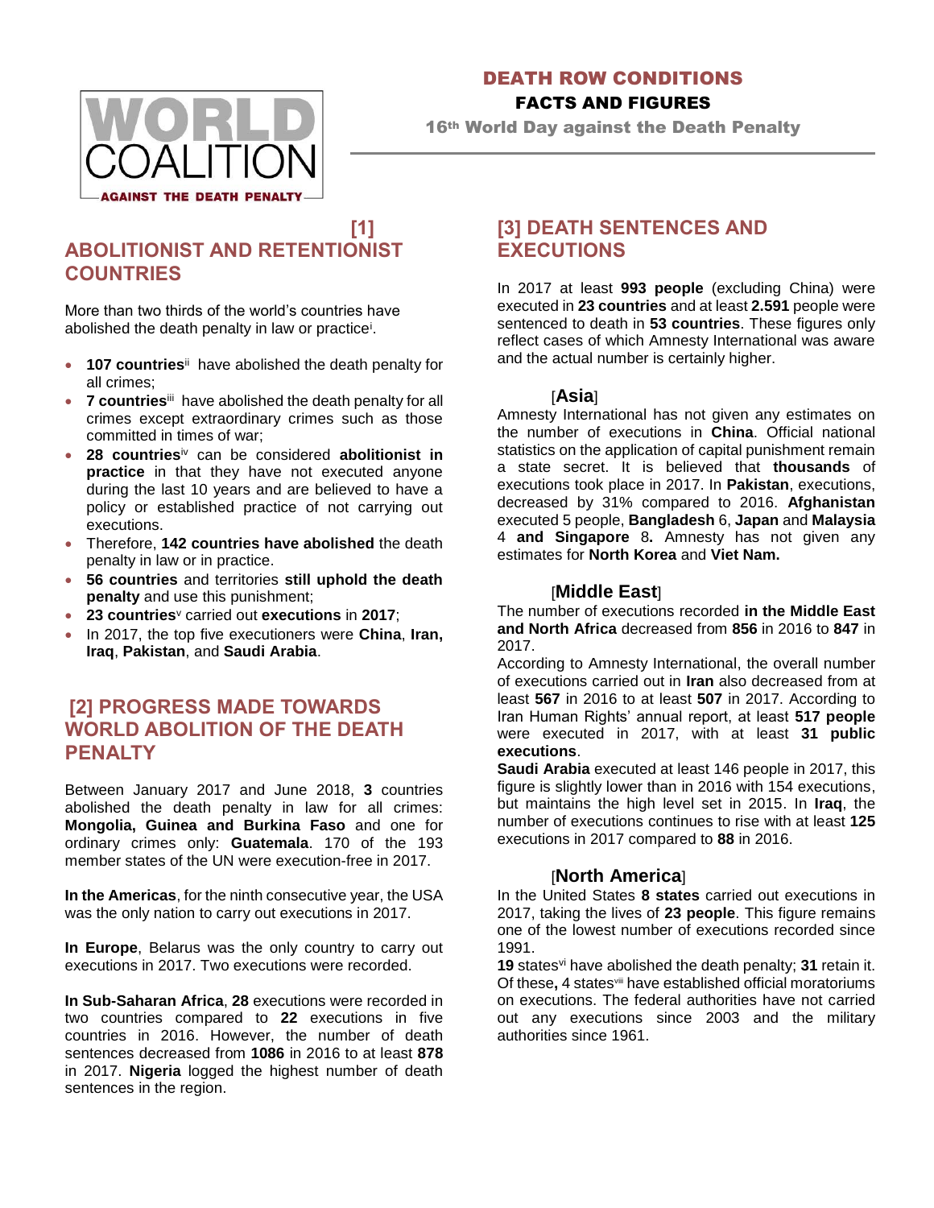# DEATH ROW CONDITIONS

## FACTS AND FIGURES

16th World Day against the Death Penalty

WORLD COALITION AGAINST THE DEATH PENALTY

## [1] ABOLITIONIST AND RETENTIONIST COUNTRIES

More than two thirds of the world's countries have abolished the death penalty in law or practice[i].

- **107 countries**[ii] have abolished the death penalty for all crimes;
- **7 countries**[iii] have abolished the death penalty for all crimes except extraordinary crimes such as those committed in times of war;
- **28 countries**[iv] can be considered **abolitionist in practice** in that they have not executed anyone during the last 10 years and are believed to have a policy or established practice of not carrying out executions.
- Therefore, **142 countries have abolished** the death penalty in law or in practice.
- **56 countries** and territories **still uphold the death penalty** and use this punishment;
- **23 countries**[v] carried out **executions** in **2017**;
- In 2017, the top five executioners were **China**, **Iran, Iraq**, **Pakistan**, and **Saudi Arabia**.

## [2] PROGRESS MADE TOWARDS WORLD ABOLITION OF THE DEATH PENALTY

Between January 2017 and June 2018, **3** countries abolished the death penalty in law for all crimes: **Mongolia, Guinea and Burkina Faso** and one for ordinary crimes only: **Guatemala**. 170 of the 193 member states of the UN were execution-free in 2017.

**In the Americas**, for the ninth consecutive year, the USA was the only nation to carry out executions in 2017.

**In Europe**, Belarus was the only country to carry out executions in 2017. Two executions were recorded.

**In Sub-Saharan Africa**, **28** executions were recorded in two countries compared to **22** executions in five countries in 2016. However, the number of death sentences decreased from **1086** in 2016 to at least **878** in 2017. **Nigeria** logged the highest number of death sentences in the region.

## [3] DEATH SENTENCES AND EXECUTIONS

In 2017 at least **993 people** (excluding China) were executed in **23 countries** and at least **2.591** people were sentenced to death in **53 countries**. These figures only reflect cases of which Amnesty International was aware and the actual number is certainly higher.

### [Asia]

Amnesty International has not given any estimates on the number of executions in **China**. Official national statistics on the application of capital punishment remain a state secret. It is believed that **thousands** of executions took place in 2017. In **Pakistan**, executions, decreased by 31% compared to 2016. **Afghanistan** executed 5 people, **Bangladesh** 6, **Japan** and **Malaysia** 4 **and Singapore** 8**.** Amnesty has not given any estimates for **North Korea** and **Viet Nam.**

### [Middle East]

The number of executions recorded **in the Middle East and North Africa** decreased from **856** in 2016 to **847** in 2017.

According to Amnesty International, the overall number of executions carried out in **Iran** also decreased from at least **567** in 2016 to at least **507** in 2017. According to Iran Human Rights' annual report, at least **517 people** were executed in 2017, with at least **31 public executions**.

**Saudi Arabia** executed at least 146 people in 2017, this figure is slightly lower than in 2016 with 154 executions, but maintains the high level set in 2015. In **Iraq**, the number of executions continues to rise with at least **125** executions in 2017 compared to **88** in 2016.

### [North America]

In the United States **8 states** carried out executions in 2017, taking the lives of **23 people**. This figure remains one of the lowest number of executions recorded since 1991.

**19** states[vi] have abolished the death penalty; **31** retain it. Of these**,** 4 states[viii] have established official moratoriums on executions. The federal authorities have not carried out any executions since 2003 and the military authorities since 1961.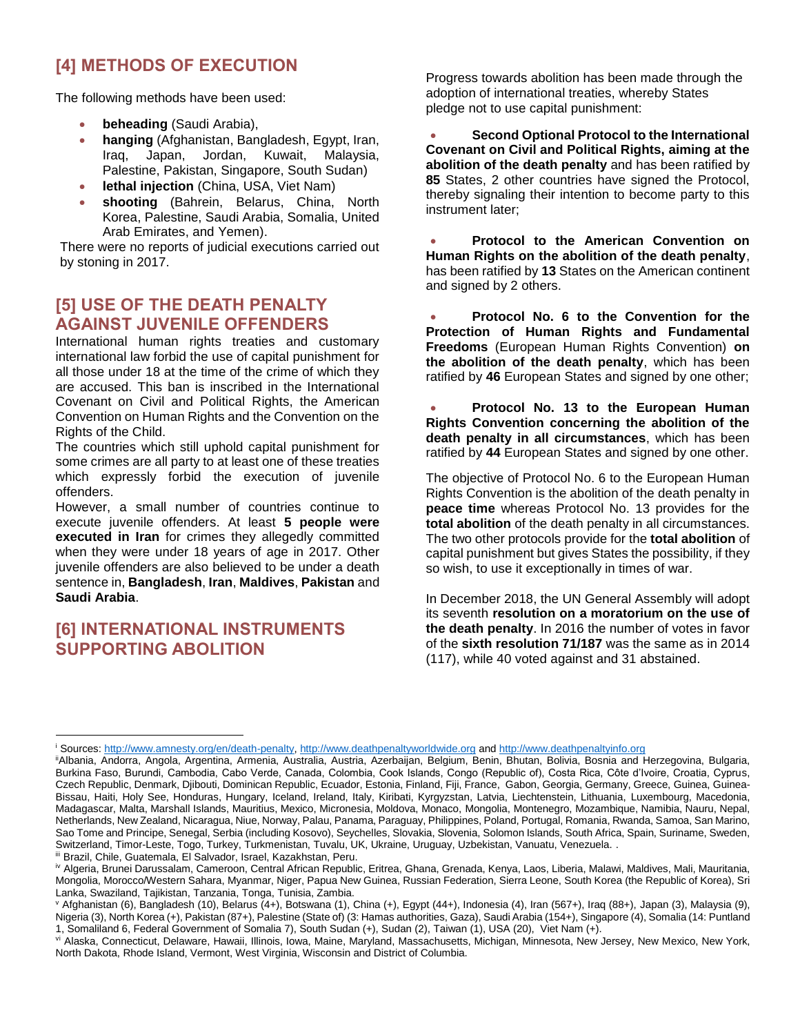## [4] METHODS OF EXECUTION

The following methods have been used:

- **beheading** (Saudi Arabia),
- **hanging** (Afghanistan, Bangladesh, Egypt, Iran, Iraq, Japan, Jordan, Kuwait, Malaysia, Palestine, Pakistan, Singapore, South Sudan)
- **lethal injection** (China, USA, Viet Nam)
- **shooting** (Bahrein, Belarus, China, North Korea, Palestine, Saudi Arabia, Somalia, United Arab Emirates, and Yemen).

There were no reports of judicial executions carried out by stoning in 2017.

## [5] USE OF THE DEATH PENALTY AGAINST JUVENILE OFFENDERS

International human rights treaties and customary international law forbid the use of capital punishment for all those under 18 at the time of the crime of which they are accused. This ban is inscribed in the International Covenant on Civil and Political Rights, the American Convention on Human Rights and the Convention on the Rights of the Child.

The countries which still uphold capital punishment for some crimes are all party to at least one of these treaties which expressly forbid the execution of juvenile offenders.

However, a small number of countries continue to execute juvenile offenders. At least **5 people were executed in Iran** for crimes they allegedly committed when they were under 18 years of age in 2017. Other juvenile offenders are also believed to be under a death sentence in, **Bangladesh**, **Iran**, **Maldives**, **Pakistan** and **Saudi Arabia**.

## [6] INTERNATIONAL INSTRUMENTS SUPPORTING ABOLITION

Progress towards abolition has been made through the adoption of international treaties, whereby States pledge not to use capital punishment:

- **Second Optional Protocol to the International Covenant on Civil and Political Rights, aiming at the abolition of the death penalty** and has been ratified by **85** States, 2 other countries have signed the Protocol, thereby signaling their intention to become party to this instrument later;

- **Protocol to the American Convention on Human Rights on the abolition of the death penalty**, has been ratified by **13** States on the American continent and signed by 2 others.

- **Protocol No. 6 to the Convention for the Protection of Human Rights and Fundamental Freedoms** (European Human Rights Convention) **on the abolition of the death penalty**, which has been ratified by **46** European States and signed by one other;

- **Protocol No. 13 to the European Human Rights Convention concerning the abolition of the death penalty in all circumstances**, which has been ratified by **44** European States and signed by one other.

The objective of Protocol No. 6 to the European Human Rights Convention is the abolition of the death penalty in **peace time** whereas Protocol No. 13 provides for the **total abolition** of the death penalty in all circumstances. The two other protocols provide for the **total abolition** of capital punishment but gives States the possibility, if they so wish, to use it exceptionally in times of war.

In December 2018, the UN General Assembly will adopt its seventh **resolution on a moratorium on the use of the death penalty**. In 2016 the number of votes in favor of the **sixth resolution 71/187** was the same as in 2014 (117), while 40 voted against and 31 abstained.

---

[i] Sources: http://www.amnesty.org/en/death-penalty, http://www.deathpenaltyworldwide.org and http://www.deathpenaltyinfo.org

[ii] Albania, Andorra, Angola, Argentina, Armenia, Australia, Austria, Azerbaijan, Belgium, Benin, Bhutan, Bolivia, Bosnia and Herzegovina, Bulgaria, Burkina Faso, Burundi, Cambodia, Cabo Verde, Canada, Colombia, Cook Islands, Congo (Republic of), Costa Rica, Côte d'Ivoire, Croatia, Cyprus, Czech Republic, Denmark, Djibouti, Dominican Republic, Ecuador, Estonia, Finland, Fiji, France, Gabon, Georgia, Germany, Greece, Guinea, Guinea-Bissau, Haiti, Holy See, Honduras, Hungary, Iceland, Ireland, Italy, Kiribati, Kyrgyzstan, Latvia, Liechtenstein, Lithuania, Luxembourg, Macedonia, Madagascar, Malta, Marshall Islands, Mauritius, Mexico, Micronesia, Moldova, Monaco, Mongolia, Montenegro, Mozambique, Namibia, Nauru, Nepal, Netherlands, New Zealand, Nicaragua, Niue, Norway, Palau, Panama, Paraguay, Philippines, Poland, Portugal, Romania, Rwanda, Samoa, San Marino, Sao Tome and Principe, Senegal, Serbia (including Kosovo), Seychelles, Slovakia, Slovenia, Solomon Islands, South Africa, Spain, Suriname, Sweden, Switzerland, Timor-Leste, Togo, Turkey, Turkmenistan, Tuvalu, UK, Ukraine, Uruguay, Uzbekistan, Vanuatu, Venezuela. .

[iii] Brazil, Chile, Guatemala, El Salvador, Israel, Kazakhstan, Peru.

[iv] Algeria, Brunei Darussalam, Cameroon, Central African Republic, Eritrea, Ghana, Grenada, Kenya, Laos, Liberia, Malawi, Maldives, Mali, Mauritania, Mongolia, Morocco/Western Sahara, Myanmar, Niger, Papua New Guinea, Russian Federation, Sierra Leone, South Korea (the Republic of Korea), Sri Lanka, Swaziland, Tajikistan, Tanzania, Tonga, Tunisia, Zambia.

[v] Afghanistan (6), Bangladesh (10), Belarus (4+), Botswana (1), China (+), Egypt (44+), Indonesia (4), Iran (567+), Iraq (88+), Japan (3), Malaysia (9), Nigeria (3), North Korea (+), Pakistan (87+), Palestine (State of) (3: Hamas authorities, Gaza), Saudi Arabia (154+), Singapore (4), Somalia (14: Puntland 1, Somaliland 6, Federal Government of Somalia 7), South Sudan (+), Sudan (2), Taiwan (1), USA (20), Viet Nam (+).

[vi] Alaska, Connecticut, Delaware, Hawaii, Illinois, Iowa, Maine, Maryland, Massachusetts, Michigan, Minnesota, New Jersey, New Mexico, New York, North Dakota, Rhode Island, Vermont, West Virginia, Wisconsin and District of Columbia.